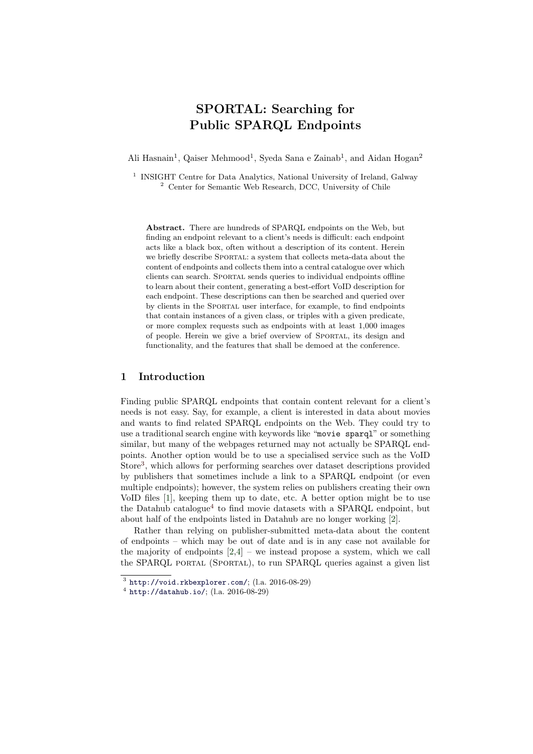# SPORTAL: Searching for Public SPARQL Endpoints

Ali Hasnain[1], Qaiser Mehmood[1], Syeda Sana e Zainab[1], and Aidan Hogan[2]

[1] INSIGHT Centre for Data Analytics, National University of Ireland, Galway
[2] Center for Semantic Web Research, DCC, University of Chile

**Abstract.** There are hundreds of SPARQL endpoints on the Web, but finding an endpoint relevant to a client's needs is difficult: each endpoint acts like a black box, often without a description of its content. Herein we briefly describe Sportal: a system that collects meta-data about the content of endpoints and collects them into a central catalogue over which clients can search. Sportal sends queries to individual endpoints offline to learn about their content, generating a best-effort VoID description for each endpoint. These descriptions can then be searched and queried over by clients in the Sportal user interface, for example, to find endpoints that contain instances of a given class, or triples with a given predicate, or more complex requests such as endpoints with at least 1,000 images of people. Herein we give a brief overview of Sportal, its design and functionality, and the features that shall be demoed at the conference.

## 1 Introduction

Finding public SPARQL endpoints that contain content relevant for a client's needs is not easy. Say, for example, a client is interested in data about movies and wants to find related SPARQL endpoints on the Web. They could try to use a traditional search engine with keywords like "`movie sparql`" or something similar, but many of the webpages returned may not actually be SPARQL endpoints. Another option would be to use a specialised service such as the VoID Store[3], which allows for performing searches over dataset descriptions provided by publishers that sometimes include a link to a SPARQL endpoint (or even multiple endpoints); however, the system relies on publishers creating their own VoID files [1], keeping them up to date, etc. A better option might be to use the Datahub catalogue[4] to find movie datasets with a SPARQL endpoint, but about half of the endpoints listed in Datahub are no longer working [2].

Rather than relying on publisher-submitted meta-data about the content of endpoints – which may be out of date and is in any case not available for the majority of endpoints [2,4] – we instead propose a system, which we call the SPARQL portal (Sportal), to run SPARQL queries against a given list

[3] http://void.rkbexplorer.com/; (l.a. 2016-08-29)

[4] http://datahub.io/; (l.a. 2016-08-29)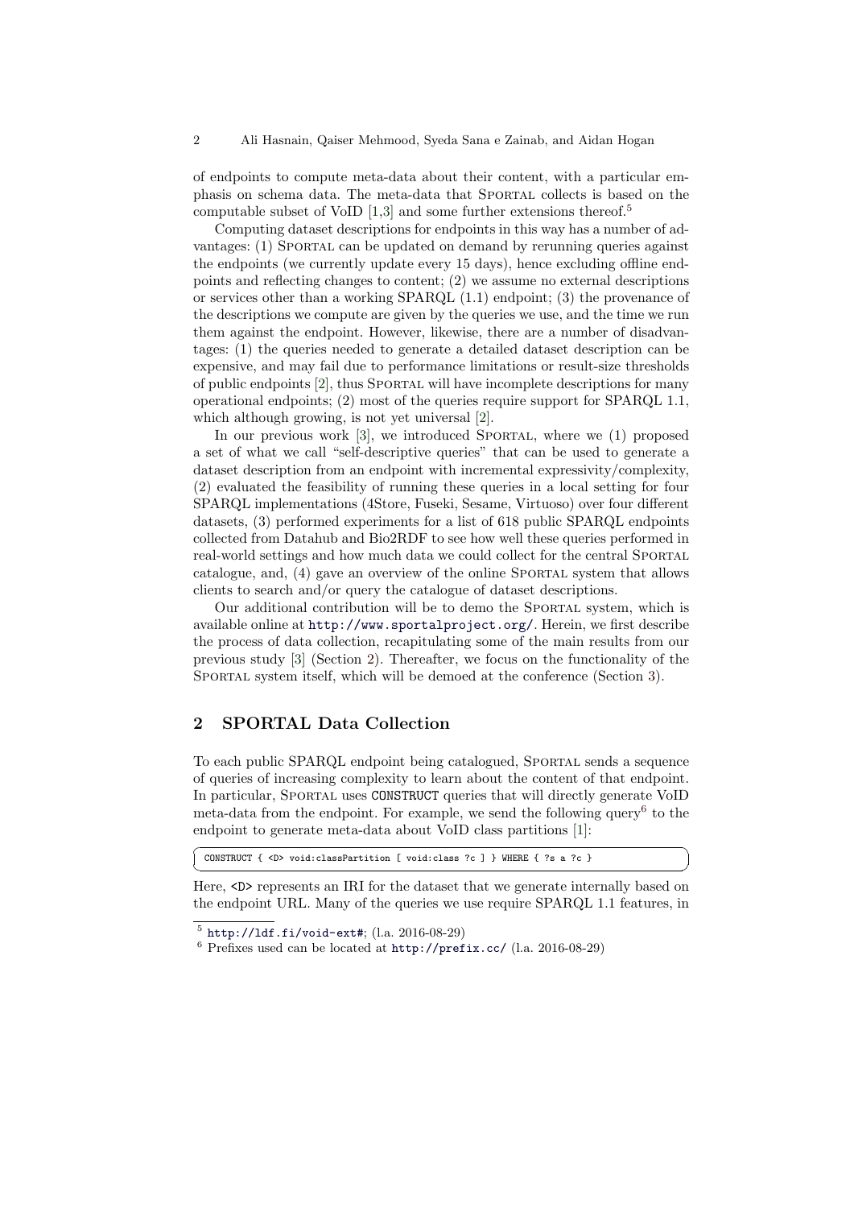of endpoints to compute meta-data about their content, with a particular emphasis on schema data. The meta-data that SPORTAL collects is based on the computable subset of VoID [1,3] and some further extensions thereof.[5]

Computing dataset descriptions for endpoints in this way has a number of advantages: (1) SPORTAL can be updated on demand by rerunning queries against the endpoints (we currently update every 15 days), hence excluding offline endpoints and reflecting changes to content; (2) we assume no external descriptions or services other than a working SPARQL (1.1) endpoint; (3) the provenance of the descriptions we compute are given by the queries we use, and the time we run them against the endpoint. However, likewise, there are a number of disadvantages: (1) the queries needed to generate a detailed dataset description can be expensive, and may fail due to performance limitations or result-size thresholds of public endpoints [2], thus SPORTAL will have incomplete descriptions for many operational endpoints; (2) most of the queries require support for SPARQL 1.1, which although growing, is not yet universal [2].

In our previous work [3], we introduced SPORTAL, where we (1) proposed a set of what we call "self-descriptive queries" that can be used to generate a dataset description from an endpoint with incremental expressivity/complexity, (2) evaluated the feasibility of running these queries in a local setting for four SPARQL implementations (4Store, Fuseki, Sesame, Virtuoso) over four different datasets, (3) performed experiments for a list of 618 public SPARQL endpoints collected from Datahub and Bio2RDF to see how well these queries performed in real-world settings and how much data we could collect for the central SPORTAL catalogue, and, (4) gave an overview of the online SPORTAL system that allows clients to search and/or query the catalogue of dataset descriptions.

Our additional contribution will be to demo the SPORTAL system, which is available online at http://www.sportalproject.org/. Herein, we first describe the process of data collection, recapitulating some of the main results from our previous study [3] (Section 2). Thereafter, we focus on the functionality of the SPORTAL system itself, which will be demoed at the conference (Section 3).

## 2 SPORTAL Data Collection

To each public SPARQL endpoint being catalogued, SPORTAL sends a sequence of queries of increasing complexity to learn about the content of that endpoint. In particular, SPORTAL uses CONSTRUCT queries that will directly generate VoID meta-data from the endpoint. For example, we send the following query[6] to the endpoint to generate meta-data about VoID class partitions [1]:

```
CONSTRUCT { <D> void:classPartition [ void:class ?c ] } WHERE { ?s a ?c }
```

Here, <D> represents an IRI for the dataset that we generate internally based on the endpoint URL. Many of the queries we use require SPARQL 1.1 features, in

[5] http://ldf.fi/void-ext#; (l.a. 2016-08-29)

[6] Prefixes used can be located at http://prefix.cc/ (l.a. 2016-08-29)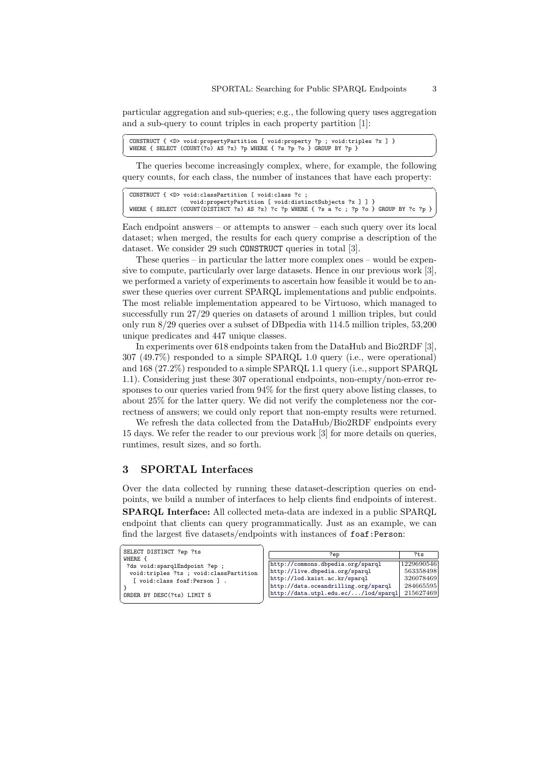particular aggregation and sub-queries; e.g., the following query uses aggregation and a sub-query to count triples in each property partition [1]:

```
CONSTRUCT { <D> void:propertyPartition [ void:property ?p ; void:triples ?x ] }
WHERE { SELECT (COUNT(?o) AS ?x) ?p WHERE { ?s ?p ?o } GROUP BY ?p }
```

The queries become increasingly complex, where, for example, the following query counts, for each class, the number of instances that have each property:

```
CONSTRUCT { <D> void:classPartition [ void:class ?c ;
                void:propertyPartition [ void:distinctSubjects ?x ] ] }
WHERE { SELECT (COUNT(DISTINCT ?s) AS ?x) ?c ?p WHERE { ?s a ?c ; ?p ?o } GROUP BY ?c ?p }
```

Each endpoint answers – or attempts to answer – each such query over its local dataset; when merged, the results for each query comprise a description of the dataset. We consider 29 such `CONSTRUCT` queries in total [3].

These queries – in particular the latter more complex ones – would be expensive to compute, particularly over large datasets. Hence in our previous work [3], we performed a variety of experiments to ascertain how feasible it would be to answer these queries over current SPARQL implementations and public endpoints. The most reliable implementation appeared to be Virtuoso, which managed to successfully run 27/29 queries on datasets of around 1 million triples, but could only run 8/29 queries over a subset of DBpedia with 114.5 million triples, 53,200 unique predicates and 447 unique classes.

In experiments over 618 endpoints taken from the DataHub and Bio2RDF [3], 307 (49.7%) responded to a simple SPARQL 1.0 query (i.e., were operational) and 168 (27.2%) responded to a simple SPARQL 1.1 query (i.e., support SPARQL 1.1). Considering just these 307 operational endpoints, non-empty/non-error responses to our queries varied from 94% for the first query above listing classes, to about 25% for the latter query. We did not verify the completeness nor the correctness of answers; we could only report that non-empty results were returned.

We refresh the data collected from the DataHub/Bio2RDF endpoints every 15 days. We refer the reader to our previous work [3] for more details on queries, runtimes, result sizes, and so forth.

## 3 SPORTAL Interfaces

Over the data collected by running these dataset-description queries on endpoints, we build a number of interfaces to help clients find endpoints of interest.

**SPARQL Interface:** All collected meta-data are indexed in a public SPARQL endpoint that clients can query programmatically. Just as an example, we can find the largest five datasets/endpoints with instances of `foaf:Person`:

```
SELECT DISTINCT ?ep ?ts
WHERE {
 ?ds void:sparqlEndpoint ?ep ;
  void:triples ?ts ; void:classPartition
   [ void:class foaf:Person ] .
}
ORDER BY DESC(?ts) LIMIT 5
```

| ?ep | ?ts |
|---|---|
| http://commons.dbpedia.org/sparql | 1229690546 |
| http://live.dbpedia.org/sparql | 563358498 |
| http://lod.kaist.ac.kr/sparql | 326078469 |
| http://data.oceandrilling.org/sparql | 284665595 |
| http://data.utpl.edu.ec/.../lod/sparql | 215627469 |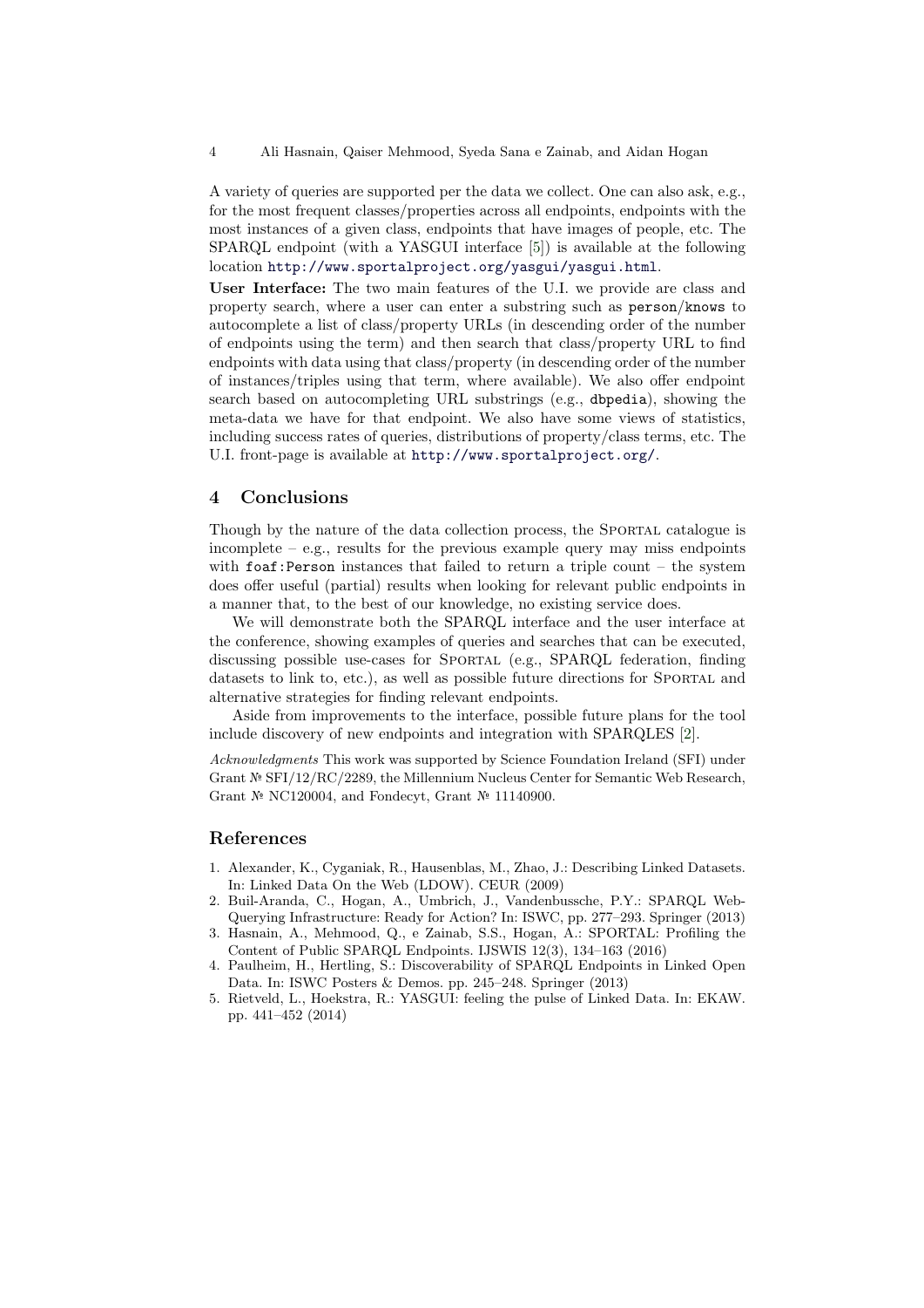A variety of queries are supported per the data we collect. One can also ask, e.g., for the most frequent classes/properties across all endpoints, endpoints with the most instances of a given class, endpoints that have images of people, etc. The SPARQL endpoint (with a YASGUI interface [5]) is available at the following location http://www.sportalproject.org/yasgui/yasgui.html.

**User Interface:** The two main features of the U.I. we provide are class and property search, where a user can enter a substring such as `person`/`knows` to autocomplete a list of class/property URLs (in descending order of the number of endpoints using the term) and then search that class/property URL to find endpoints with data using that class/property (in descending order of the number of instances/triples using that term, where available). We also offer endpoint search based on autocompleting URL substrings (e.g., `dbpedia`), showing the meta-data we have for that endpoint. We also have some views of statistics, including success rates of queries, distributions of property/class terms, etc. The U.I. front-page is available at http://www.sportalproject.org/.

## 4 Conclusions

Though by the nature of the data collection process, the SPORTAL catalogue is incomplete – e.g., results for the previous example query may miss endpoints with `foaf:Person` instances that failed to return a triple count – the system does offer useful (partial) results when looking for relevant public endpoints in a manner that, to the best of our knowledge, no existing service does.

We will demonstrate both the SPARQL interface and the user interface at the conference, showing examples of queries and searches that can be executed, discussing possible use-cases for SPORTAL (e.g., SPARQL federation, finding datasets to link to, etc.), as well as possible future directions for SPORTAL and alternative strategies for finding relevant endpoints.

Aside from improvements to the interface, possible future plans for the tool include discovery of new endpoints and integration with SPARQLES [2].

*Acknowledgments* This work was supported by Science Foundation Ireland (SFI) under Grant № SFI/12/RC/2289, the Millennium Nucleus Center for Semantic Web Research, Grant № NC120004, and Fondecyt, Grant № 11140900.

## References

1. Alexander, K., Cyganiak, R., Hausenblas, M., Zhao, J.: Describing Linked Datasets. In: Linked Data On the Web (LDOW). CEUR (2009)
2. Buil-Aranda, C., Hogan, A., Umbrich, J., Vandenbussche, P.Y.: SPARQL Web-Querying Infrastructure: Ready for Action? In: ISWC, pp. 277–293. Springer (2013)
3. Hasnain, A., Mehmood, Q., e Zainab, S.S., Hogan, A.: SPORTAL: Profiling the Content of Public SPARQL Endpoints. IJSWIS 12(3), 134–163 (2016)
4. Paulheim, H., Hertling, S.: Discoverability of SPARQL Endpoints in Linked Open Data. In: ISWC Posters & Demos. pp. 245–248. Springer (2013)
5. Rietveld, L., Hoekstra, R.: YASGUI: feeling the pulse of Linked Data. In: EKAW. pp. 441–452 (2014)